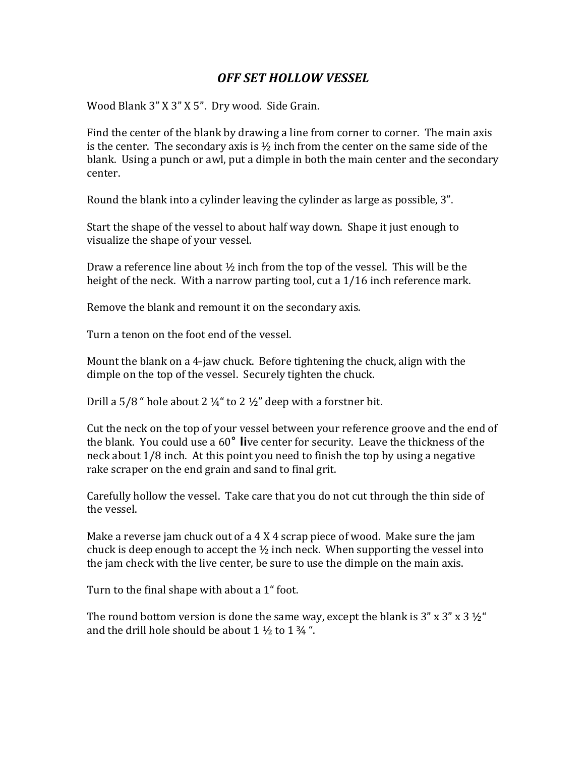# *OFF SET HOLLOW VESSEL*

Wood Blank 3" X 3" X 5". Dry wood. Side Grain.

Find the center of the blank by drawing a line from corner to corner. The main axis is the center. The secondary axis is ½ inch from the center on the same side of the blank. Using a punch or awl, put a dimple in both the main center and the secondary center.

Round the blank into a cylinder leaving the cylinder as large as possible, 3".

Start the shape of the vessel to about half way down. Shape it just enough to visualize the shape of your vessel.

Draw a reference line about ½ inch from the top of the vessel. This will be the height of the neck. With a narrow parting tool, cut a 1/16 inch reference mark.

Remove the blank and remount it on the secondary axis.

Turn a tenon on the foot end of the vessel.

Mount the blank on a 4-jaw chuck. Before tightening the chuck, align with the dimple on the top of the vessel. Securely tighten the chuck.

Drill a 5/8 " hole about 2 ¼" to 2 ½" deep with a forstner bit.

Cut the neck on the top of your vessel between your reference groove and the end of the blank. You could use a 60° live center for security. Leave the thickness of the neck about 1/8 inch. At this point you need to finish the top by using a negative rake scraper on the end grain and sand to final grit.

Carefully hollow the vessel. Take care that you do not cut through the thin side of the vessel.

Make a reverse jam chuck out of a 4 X 4 scrap piece of wood. Make sure the jam chuck is deep enough to accept the ½ inch neck. When supporting the vessel into the jam check with the live center, be sure to use the dimple on the main axis.

Turn to the final shape with about a 1" foot.

The round bottom version is done the same way, except the blank is 3" x 3" x 3 ½" and the drill hole should be about 1 ½ to 1 ¾ ".